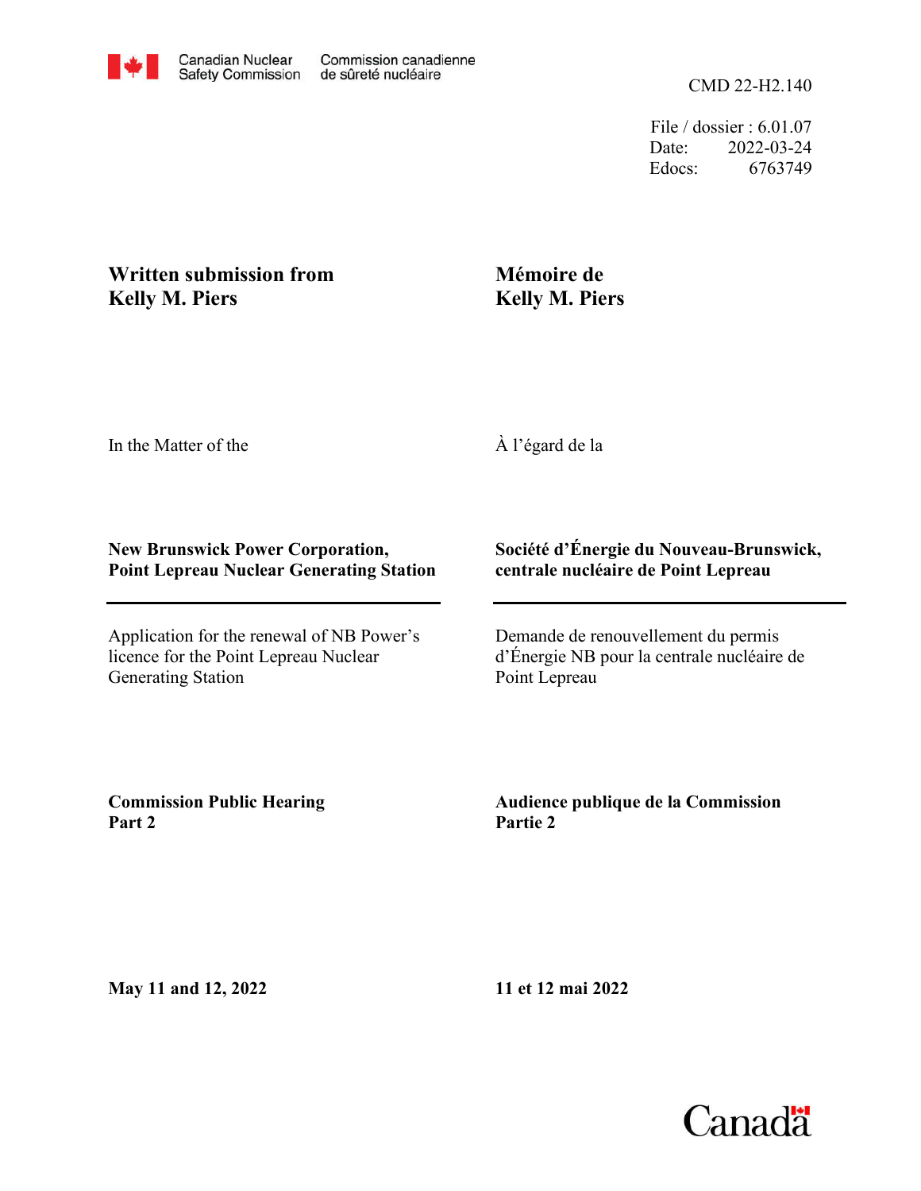Canadian Nuclear Safety Commission | Commission canadienne de sûreté nucléaire

CMD 22-H2.140

File / dossier : 6.01.07
Date: 2022-03-24
Edocs: 6763749

**Written submission from Kelly M. Piers**

**Mémoire de Kelly M. Piers**

In the Matter of the

À l'égard de la

**New Brunswick Power Corporation, Point Lepreau Nuclear Generating Station**

**Société d'Énergie du Nouveau-Brunswick, centrale nucléaire de Point Lepreau**

Application for the renewal of NB Power's licence for the Point Lepreau Nuclear Generating Station

Demande de renouvellement du permis d'Énergie NB pour la centrale nucléaire de Point Lepreau

**Commission Public Hearing Part 2**

**Audience publique de la Commission Partie 2**

**May 11 and 12, 2022**

**11 et 12 mai 2022**

Canada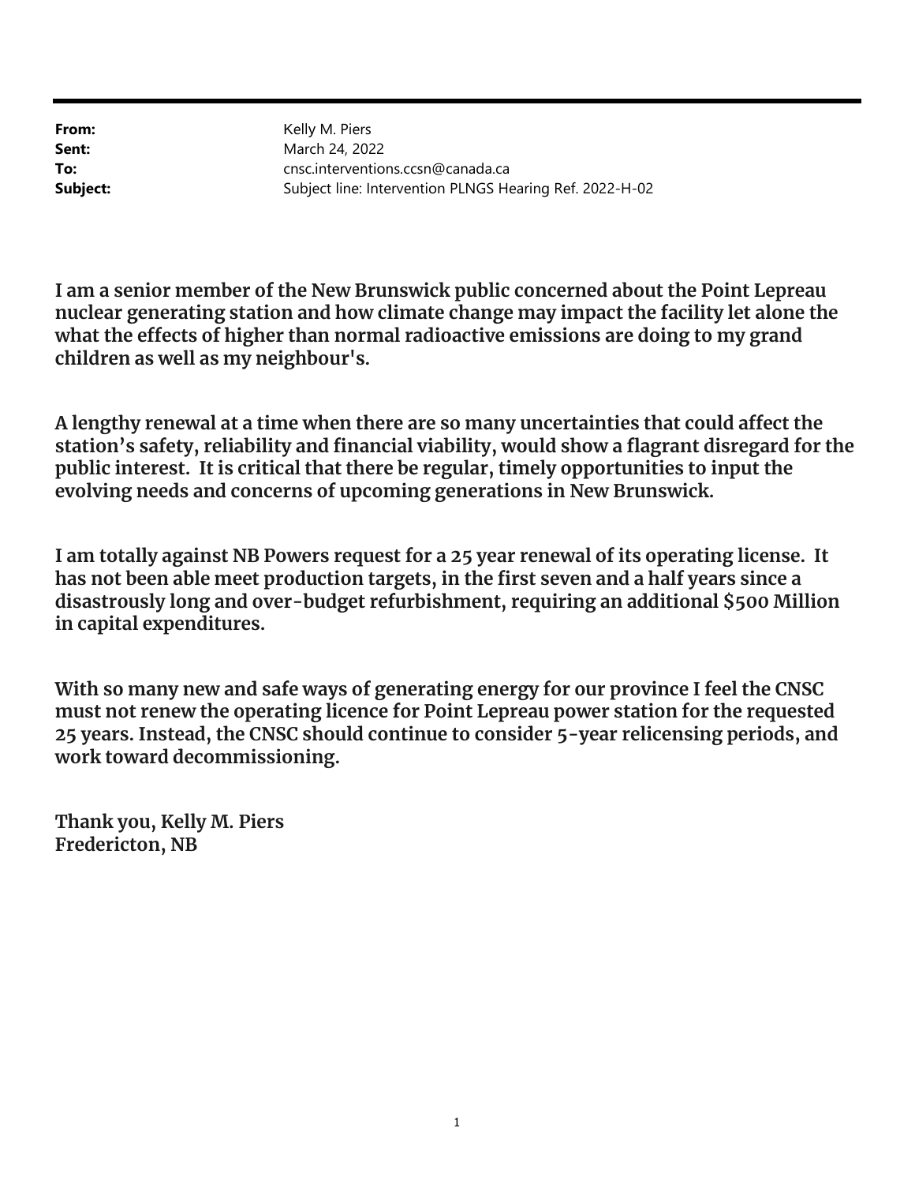**From:** Kelly M. Piers
**Sent:** March 24, 2022
**To:** cnsc.interventions.ccsn@canada.ca
**Subject:** Subject line: Intervention PLNGS Hearing Ref. 2022-H-02

**I am a senior member of the New Brunswick public concerned about the Point Lepreau nuclear generating station and how climate change may impact the facility let alone the what the effects of higher than normal radioactive emissions are doing to my grand children as well as my neighbour's.**

**A lengthy renewal at a time when there are so many uncertainties that could affect the station's safety, reliability and financial viability, would show a flagrant disregard for the public interest. It is critical that there be regular, timely opportunities to input the evolving needs and concerns of upcoming generations in New Brunswick.**

**I am totally against NB Powers request for a 25 year renewal of its operating license. It has not been able meet production targets, in the first seven and a half years since a disastrously long and over-budget refurbishment, requiring an additional $500 Million in capital expenditures.**

**With so many new and safe ways of generating energy for our province I feel the CNSC must not renew the operating licence for Point Lepreau power station for the requested 25 years. Instead, the CNSC should continue to consider 5-year relicensing periods, and work toward decommissioning.**

**Thank you, Kelly M. Piers**
**Fredericton, NB**